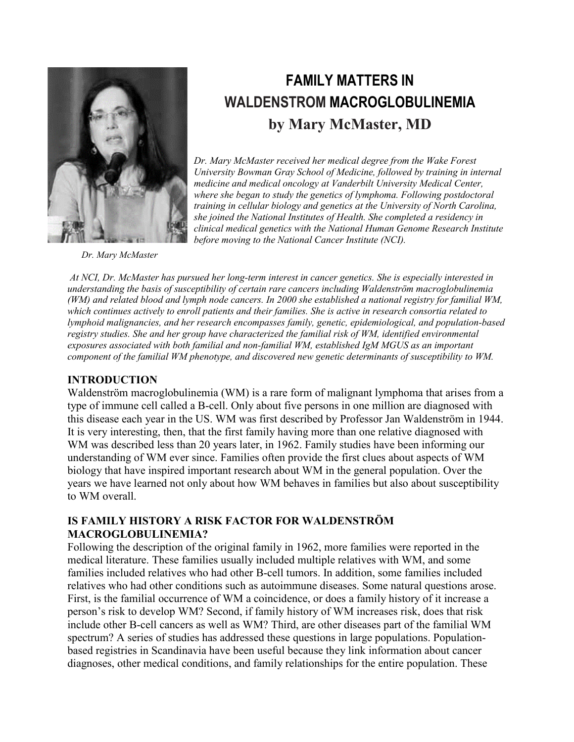# FAMILY MATTERS IN WALDENSTROM MACROGLOBULINEMIA

## by Mary McMaster, MD

Dr. Mary McMaster

*Dr. Mary McMaster received her medical degree from the Wake Forest University Bowman Gray School of Medicine, followed by training in internal medicine and medical oncology at Vanderbilt University Medical Center, where she began to study the genetics of lymphoma. Following postdoctoral training in cellular biology and genetics at the University of North Carolina, she joined the National Institutes of Health. She completed a residency in clinical medical genetics with the National Human Genome Research Institute before moving to the National Cancer Institute (NCI).*

*At NCI, Dr. McMaster has pursued her long-term interest in cancer genetics. She is especially interested in understanding the basis of susceptibility of certain rare cancers including Waldenström macroglobulinemia (WM) and related blood and lymph node cancers. In 2000 she established a national registry for familial WM, which continues actively to enroll patients and their families. She is active in research consortia related to lymphoid malignancies, and her research encompasses family, genetic, epidemiological, and population-based registry studies. She and her group have characterized the familial risk of WM, identified environmental exposures associated with both familial and non-familial WM, established IgM MGUS as an important component of the familial WM phenotype, and discovered new genetic determinants of susceptibility to WM.*

### INTRODUCTION

Waldenström macroglobulinemia (WM) is a rare form of malignant lymphoma that arises from a type of immune cell called a B-cell. Only about five persons in one million are diagnosed with this disease each year in the US. WM was first described by Professor Jan Waldenström in 1944. It is very interesting, then, that the first family having more than one relative diagnosed with WM was described less than 20 years later, in 1962. Family studies have been informing our understanding of WM ever since. Families often provide the first clues about aspects of WM biology that have inspired important research about WM in the general population. Over the years we have learned not only about how WM behaves in families but also about susceptibility to WM overall.

### IS FAMILY HISTORY A RISK FACTOR FOR WALDENSTRÖM MACROGLOBULINEMIA?

Following the description of the original family in 1962, more families were reported in the medical literature. These families usually included multiple relatives with WM, and some families included relatives who had other B-cell tumors. In addition, some families included relatives who had other conditions such as autoimmune diseases. Some natural questions arose. First, is the familial occurrence of WM a coincidence, or does a family history of it increase a person's risk to develop WM? Second, if family history of WM increases risk, does that risk include other B-cell cancers as well as WM? Third, are other diseases part of the familial WM spectrum? A series of studies has addressed these questions in large populations. Population-based registries in Scandinavia have been useful because they link information about cancer diagnoses, other medical conditions, and family relationships for the entire population. These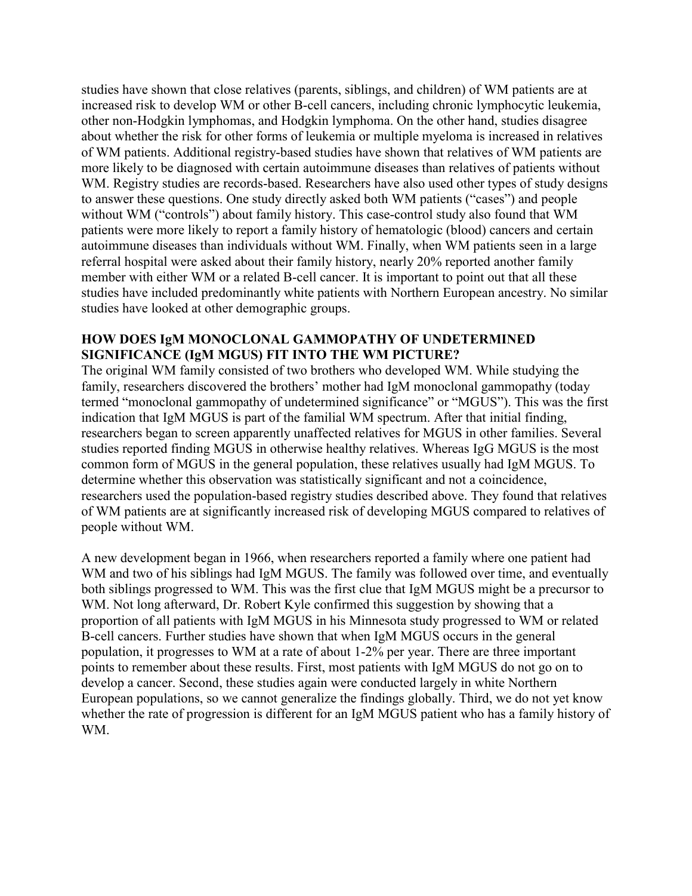studies have shown that close relatives (parents, siblings, and children) of WM patients are at increased risk to develop WM or other B-cell cancers, including chronic lymphocytic leukemia, other non-Hodgkin lymphomas, and Hodgkin lymphoma. On the other hand, studies disagree about whether the risk for other forms of leukemia or multiple myeloma is increased in relatives of WM patients. Additional registry-based studies have shown that relatives of WM patients are more likely to be diagnosed with certain autoimmune diseases than relatives of patients without WM. Registry studies are records-based. Researchers have also used other types of study designs to answer these questions. One study directly asked both WM patients ("cases") and people without WM ("controls") about family history. This case-control study also found that WM patients were more likely to report a family history of hematologic (blood) cancers and certain autoimmune diseases than individuals without WM. Finally, when WM patients seen in a large referral hospital were asked about their family history, nearly 20% reported another family member with either WM or a related B-cell cancer. It is important to point out that all these studies have included predominantly white patients with Northern European ancestry. No similar studies have looked at other demographic groups.

**HOW DOES IgM MONOCLONAL GAMMOPATHY OF UNDETERMINED SIGNIFICANCE (IgM MGUS) FIT INTO THE WM PICTURE?**

The original WM family consisted of two brothers who developed WM. While studying the family, researchers discovered the brothers' mother had IgM monoclonal gammopathy (today termed "monoclonal gammopathy of undetermined significance" or "MGUS"). This was the first indication that IgM MGUS is part of the familial WM spectrum. After that initial finding, researchers began to screen apparently unaffected relatives for MGUS in other families. Several studies reported finding MGUS in otherwise healthy relatives. Whereas IgG MGUS is the most common form of MGUS in the general population, these relatives usually had IgM MGUS. To determine whether this observation was statistically significant and not a coincidence, researchers used the population-based registry studies described above. They found that relatives of WM patients are at significantly increased risk of developing MGUS compared to relatives of people without WM.

A new development began in 1966, when researchers reported a family where one patient had WM and two of his siblings had IgM MGUS. The family was followed over time, and eventually both siblings progressed to WM. This was the first clue that IgM MGUS might be a precursor to WM. Not long afterward, Dr. Robert Kyle confirmed this suggestion by showing that a proportion of all patients with IgM MGUS in his Minnesota study progressed to WM or related B-cell cancers. Further studies have shown that when IgM MGUS occurs in the general population, it progresses to WM at a rate of about 1-2% per year. There are three important points to remember about these results. First, most patients with IgM MGUS do not go on to develop a cancer. Second, these studies again were conducted largely in white Northern European populations, so we cannot generalize the findings globally. Third, we do not yet know whether the rate of progression is different for an IgM MGUS patient who has a family history of WM.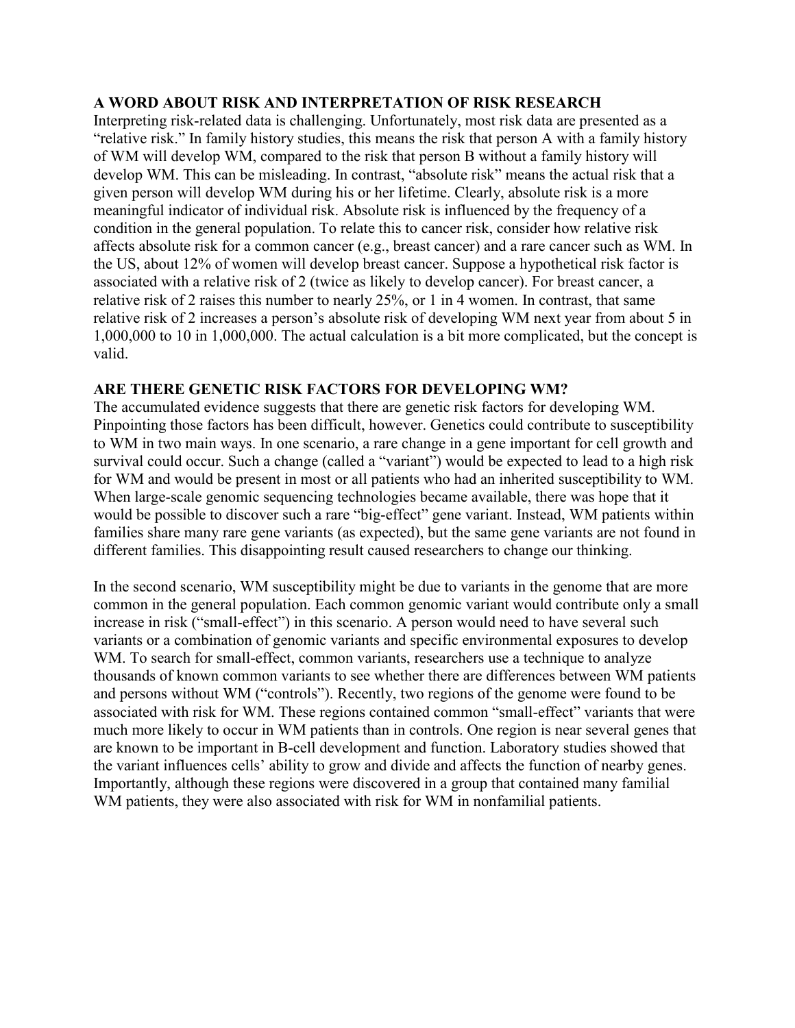## A WORD ABOUT RISK AND INTERPRETATION OF RISK RESEARCH

Interpreting risk-related data is challenging. Unfortunately, most risk data are presented as a "relative risk." In family history studies, this means the risk that person A with a family history of WM will develop WM, compared to the risk that person B without a family history will develop WM. This can be misleading. In contrast, "absolute risk" means the actual risk that a given person will develop WM during his or her lifetime. Clearly, absolute risk is a more meaningful indicator of individual risk. Absolute risk is influenced by the frequency of a condition in the general population. To relate this to cancer risk, consider how relative risk affects absolute risk for a common cancer (e.g., breast cancer) and a rare cancer such as WM. In the US, about 12% of women will develop breast cancer. Suppose a hypothetical risk factor is associated with a relative risk of 2 (twice as likely to develop cancer). For breast cancer, a relative risk of 2 raises this number to nearly 25%, or 1 in 4 women. In contrast, that same relative risk of 2 increases a person's absolute risk of developing WM next year from about 5 in 1,000,000 to 10 in 1,000,000. The actual calculation is a bit more complicated, but the concept is valid.

## ARE THERE GENETIC RISK FACTORS FOR DEVELOPING WM?

The accumulated evidence suggests that there are genetic risk factors for developing WM. Pinpointing those factors has been difficult, however. Genetics could contribute to susceptibility to WM in two main ways. In one scenario, a rare change in a gene important for cell growth and survival could occur. Such a change (called a "variant") would be expected to lead to a high risk for WM and would be present in most or all patients who had an inherited susceptibility to WM. When large-scale genomic sequencing technologies became available, there was hope that it would be possible to discover such a rare "big-effect" gene variant. Instead, WM patients within families share many rare gene variants (as expected), but the same gene variants are not found in different families. This disappointing result caused researchers to change our thinking.

In the second scenario, WM susceptibility might be due to variants in the genome that are more common in the general population. Each common genomic variant would contribute only a small increase in risk ("small-effect") in this scenario. A person would need to have several such variants or a combination of genomic variants and specific environmental exposures to develop WM. To search for small-effect, common variants, researchers use a technique to analyze thousands of known common variants to see whether there are differences between WM patients and persons without WM ("controls"). Recently, two regions of the genome were found to be associated with risk for WM. These regions contained common "small-effect" variants that were much more likely to occur in WM patients than in controls. One region is near several genes that are known to be important in B-cell development and function. Laboratory studies showed that the variant influences cells' ability to grow and divide and affects the function of nearby genes. Importantly, although these regions were discovered in a group that contained many familial WM patients, they were also associated with risk for WM in nonfamilial patients.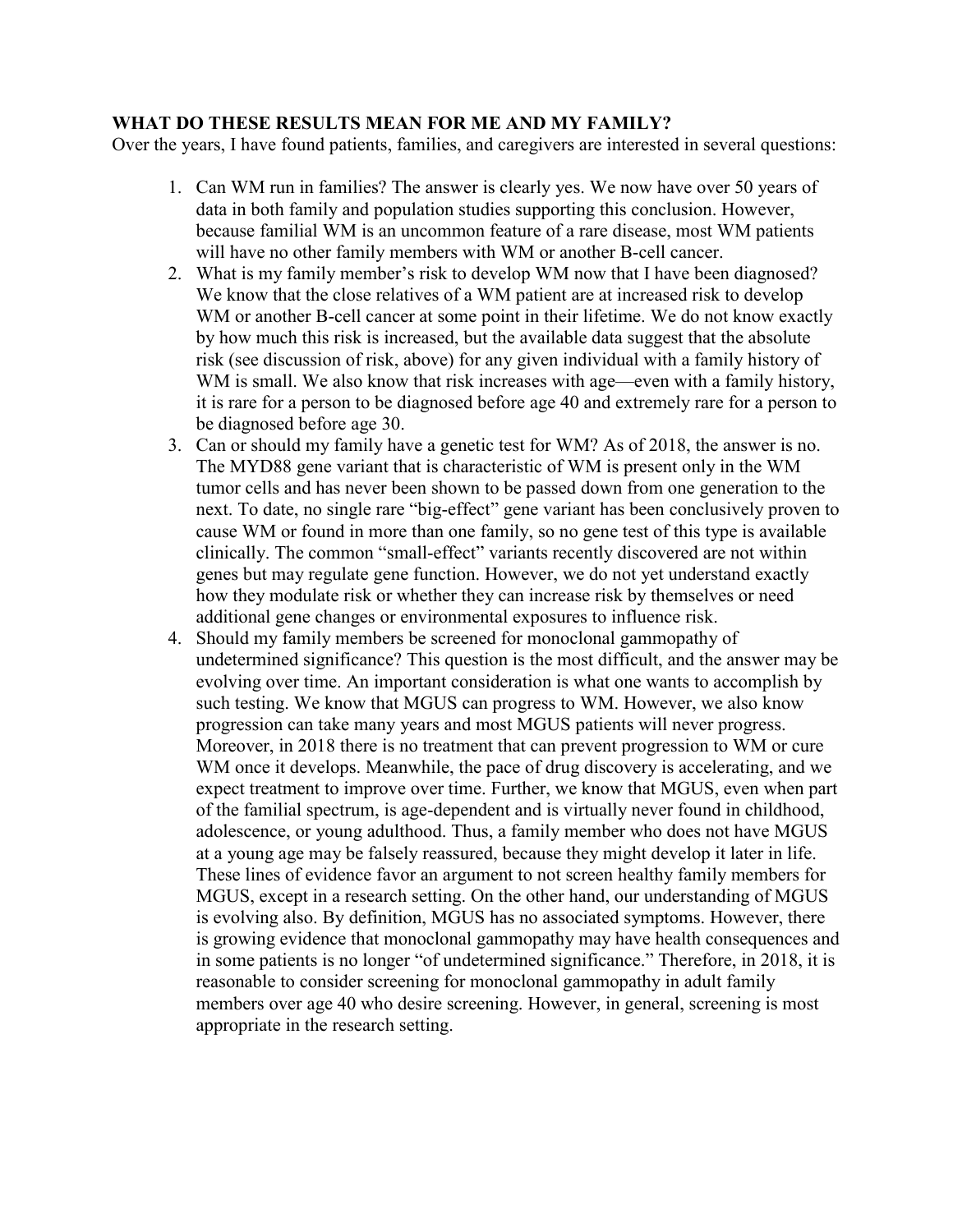**WHAT DO THESE RESULTS MEAN FOR ME AND MY FAMILY?**

Over the years, I have found patients, families, and caregivers are interested in several questions:

1. Can WM run in families? The answer is clearly yes. We now have over 50 years of data in both family and population studies supporting this conclusion. However, because familial WM is an uncommon feature of a rare disease, most WM patients will have no other family members with WM or another B-cell cancer.
2. What is my family member's risk to develop WM now that I have been diagnosed? We know that the close relatives of a WM patient are at increased risk to develop WM or another B-cell cancer at some point in their lifetime. We do not know exactly by how much this risk is increased, but the available data suggest that the absolute risk (see discussion of risk, above) for any given individual with a family history of WM is small. We also know that risk increases with age—even with a family history, it is rare for a person to be diagnosed before age 40 and extremely rare for a person to be diagnosed before age 30.
3. Can or should my family have a genetic test for WM? As of 2018, the answer is no. The MYD88 gene variant that is characteristic of WM is present only in the WM tumor cells and has never been shown to be passed down from one generation to the next. To date, no single rare "big-effect" gene variant has been conclusively proven to cause WM or found in more than one family, so no gene test of this type is available clinically. The common "small-effect" variants recently discovered are not within genes but may regulate gene function. However, we do not yet understand exactly how they modulate risk or whether they can increase risk by themselves or need additional gene changes or environmental exposures to influence risk.
4. Should my family members be screened for monoclonal gammopathy of undetermined significance? This question is the most difficult, and the answer may be evolving over time. An important consideration is what one wants to accomplish by such testing. We know that MGUS can progress to WM. However, we also know progression can take many years and most MGUS patients will never progress. Moreover, in 2018 there is no treatment that can prevent progression to WM or cure WM once it develops. Meanwhile, the pace of drug discovery is accelerating, and we expect treatment to improve over time. Further, we know that MGUS, even when part of the familial spectrum, is age-dependent and is virtually never found in childhood, adolescence, or young adulthood. Thus, a family member who does not have MGUS at a young age may be falsely reassured, because they might develop it later in life. These lines of evidence favor an argument to not screen healthy family members for MGUS, except in a research setting. On the other hand, our understanding of MGUS is evolving also. By definition, MGUS has no associated symptoms. However, there is growing evidence that monoclonal gammopathy may have health consequences and in some patients is no longer "of undetermined significance." Therefore, in 2018, it is reasonable to consider screening for monoclonal gammopathy in adult family members over age 40 who desire screening. However, in general, screening is most appropriate in the research setting.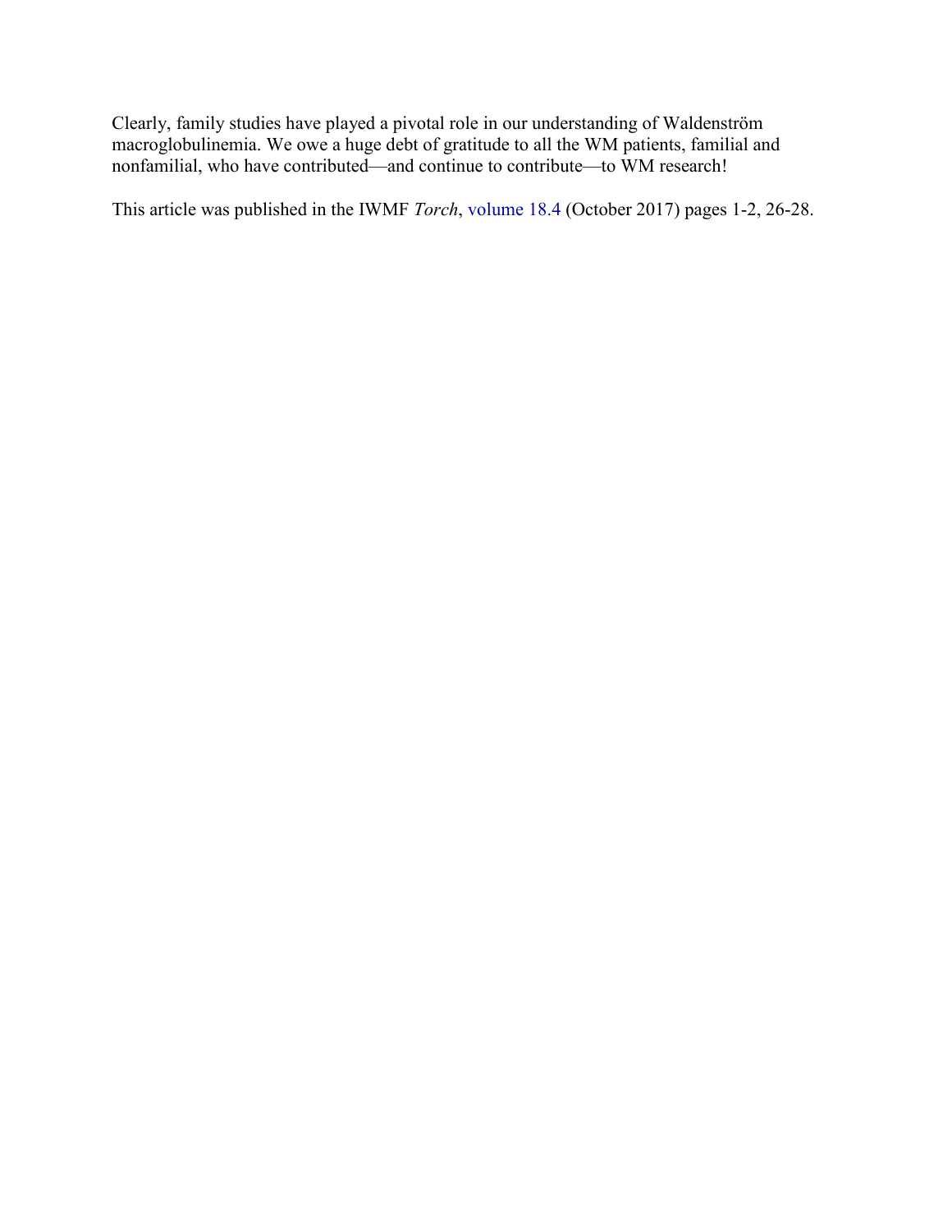Clearly, family studies have played a pivotal role in our understanding of Waldenström macroglobulinemia. We owe a huge debt of gratitude to all the WM patients, familial and nonfamilial, who have contributed—and continue to contribute—to WM research!

This article was published in the IWMF *Torch*, volume 18.4 (October 2017) pages 1-2, 26-28.